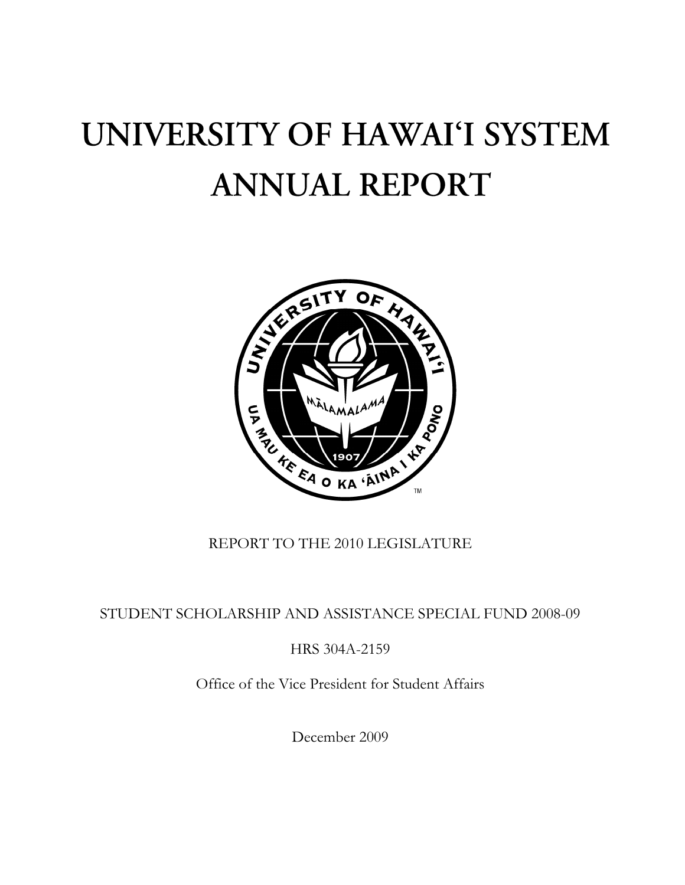# UNIVERSITY OF HAWAI'I SYSTEM ANNUAL REPORT

REPORT TO THE 2010 LEGISLATURE

STUDENT SCHOLARSHIP AND ASSISTANCE SPECIAL FUND 2008-09

HRS 304A-2159

Office of the Vice President for Student Affairs

December 2009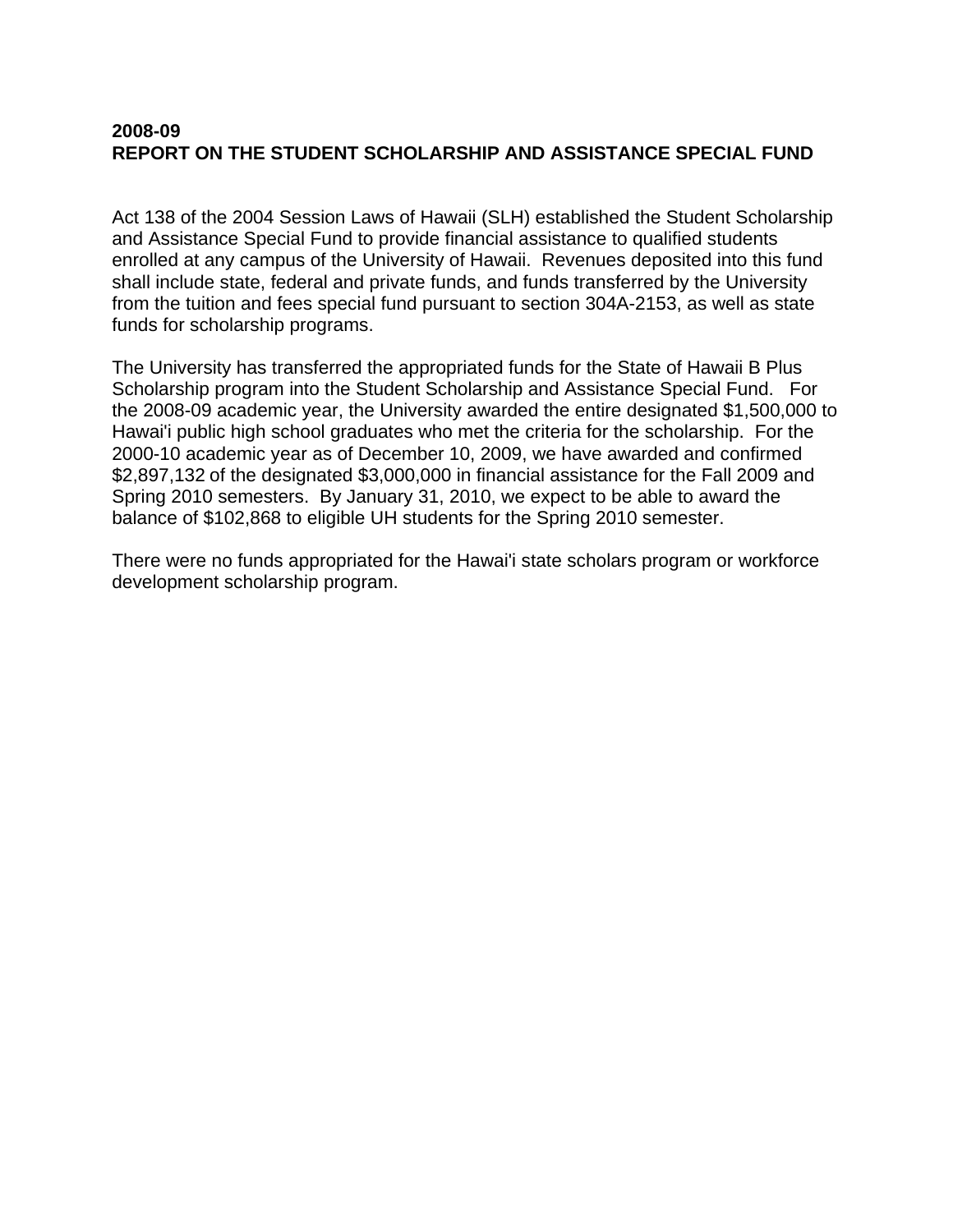**2008-09**
**REPORT ON THE STUDENT SCHOLARSHIP AND ASSISTANCE SPECIAL FUND**

Act 138 of the 2004 Session Laws of Hawaii (SLH) established the Student Scholarship and Assistance Special Fund to provide financial assistance to qualified students enrolled at any campus of the University of Hawaii. Revenues deposited into this fund shall include state, federal and private funds, and funds transferred by the University from the tuition and fees special fund pursuant to section 304A-2153, as well as state funds for scholarship programs.

The University has transferred the appropriated funds for the State of Hawaii B Plus Scholarship program into the Student Scholarship and Assistance Special Fund. For the 2008-09 academic year, the University awarded the entire designated $1,500,000 to Hawai'i public high school graduates who met the criteria for the scholarship. For the 2000-10 academic year as of December 10, 2009, we have awarded and confirmed $2,897,132 of the designated $3,000,000 in financial assistance for the Fall 2009 and Spring 2010 semesters. By January 31, 2010, we expect to be able to award the balance of $102,868 to eligible UH students for the Spring 2010 semester.

There were no funds appropriated for the Hawai'i state scholars program or workforce development scholarship program.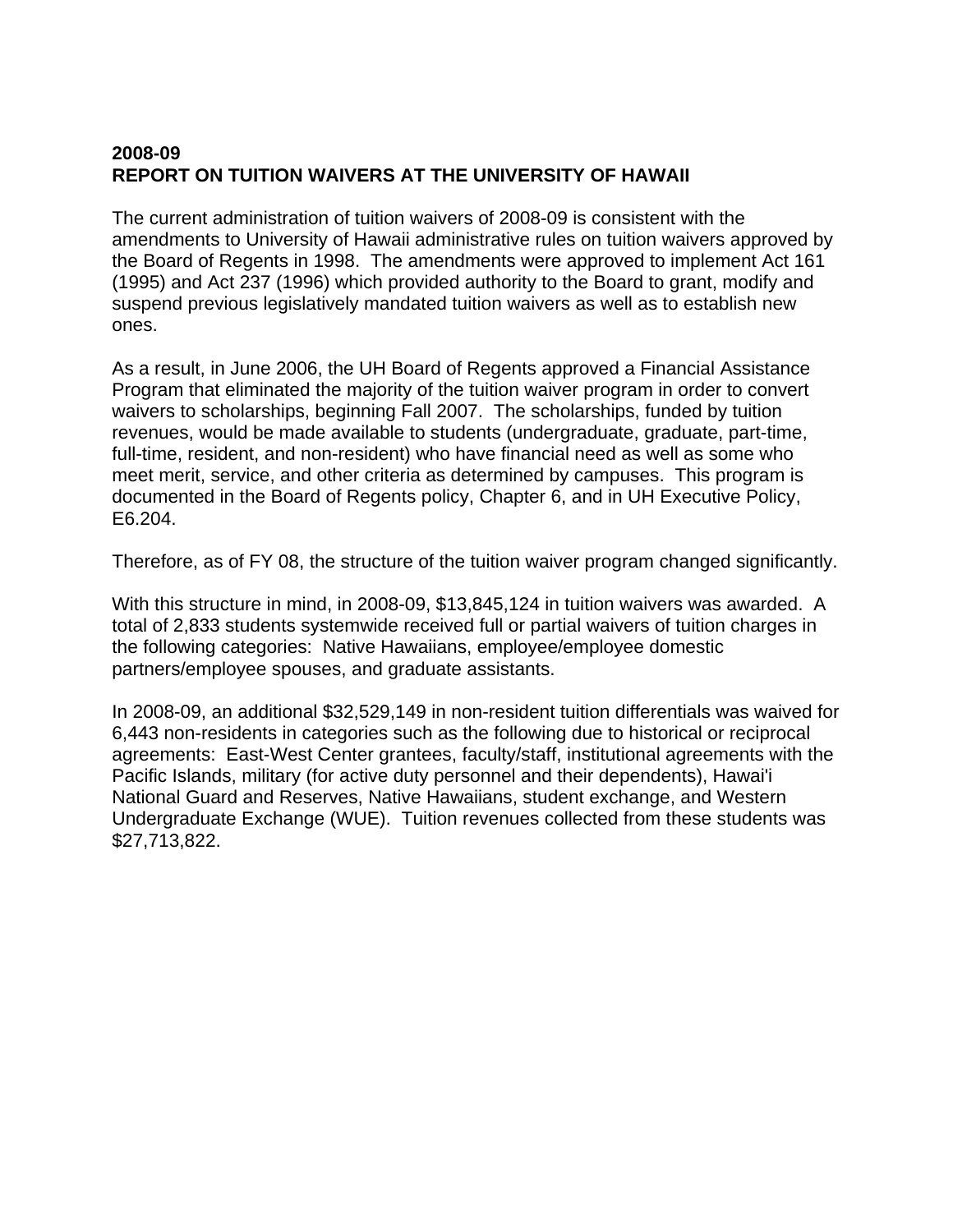**2008-09**
**REPORT ON TUITION WAIVERS AT THE UNIVERSITY OF HAWAII**

The current administration of tuition waivers of 2008-09 is consistent with the amendments to University of Hawaii administrative rules on tuition waivers approved by the Board of Regents in 1998. The amendments were approved to implement Act 161 (1995) and Act 237 (1996) which provided authority to the Board to grant, modify and suspend previous legislatively mandated tuition waivers as well as to establish new ones.

As a result, in June 2006, the UH Board of Regents approved a Financial Assistance Program that eliminated the majority of the tuition waiver program in order to convert waivers to scholarships, beginning Fall 2007. The scholarships, funded by tuition revenues, would be made available to students (undergraduate, graduate, part-time, full-time, resident, and non-resident) who have financial need as well as some who meet merit, service, and other criteria as determined by campuses. This program is documented in the Board of Regents policy, Chapter 6, and in UH Executive Policy, E6.204.

Therefore, as of FY 08, the structure of the tuition waiver program changed significantly.

With this structure in mind, in 2008-09, $13,845,124 in tuition waivers was awarded. A total of 2,833 students systemwide received full or partial waivers of tuition charges in the following categories: Native Hawaiians, employee/employee domestic partners/employee spouses, and graduate assistants.

In 2008-09, an additional $32,529,149 in non-resident tuition differentials was waived for 6,443 non-residents in categories such as the following due to historical or reciprocal agreements: East-West Center grantees, faculty/staff, institutional agreements with the Pacific Islands, military (for active duty personnel and their dependents), Hawai'i National Guard and Reserves, Native Hawaiians, student exchange, and Western Undergraduate Exchange (WUE). Tuition revenues collected from these students was $27,713,822.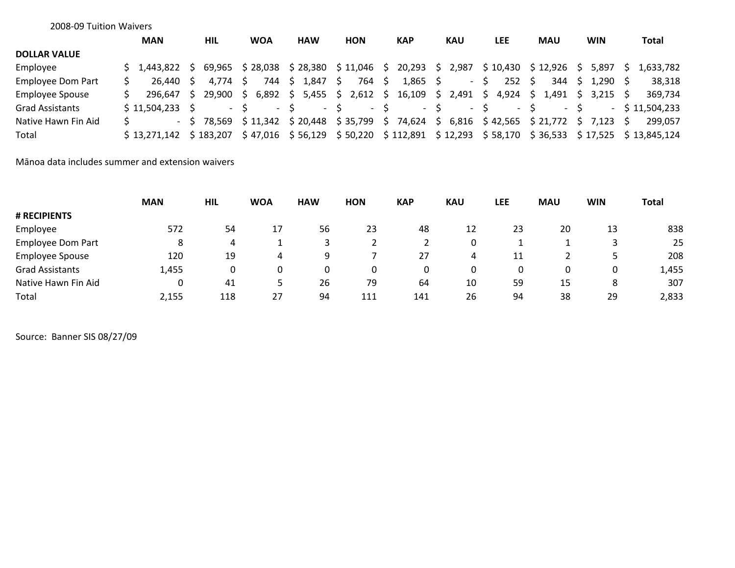2008-09 Tuition Waivers

| | MAN | HIL | WOA | HAW | HON | KAP | KAU | LEE | MAU | WIN | Total |
|---|---|---|---|---|---|---|---|---|---|---|---|
| **DOLLAR VALUE** | | | | | | | | | | | |
| Employee | $ 1,443,822 | $ 69,965 | $ 28,038 | $ 28,380 | $ 11,046 | $ 20,293 | $ 2,987 | $ 10,430 | $ 12,926 | $ 5,897 | $ 1,633,782 |
| Employee Dom Part | $ 26,440 | $ 4,774 | $ 744 | $ 1,847 | $ 764 | $ 1,865 | $ - | $ 252 | $ 344 | $ 1,290 | $ 38,318 |
| Employee Spouse | $ 296,647 | $ 29,900 | $ 6,892 | $ 5,455 | $ 2,612 | $ 16,109 | $ 2,491 | $ 4,924 | $ 1,491 | $ 3,215 | $ 369,734 |
| Grad Assistants | $ 11,504,233 | $ - | $ - | $ - | $ - | $ - | $ - | $ - | $ - | $ - | $ 11,504,233 |
| Native Hawn Fin Aid | $ - | $ 78,569 | $ 11,342 | $ 20,448 | $ 35,799 | $ 74,624 | $ 6,816 | $ 42,565 | $ 21,772 | $ 7,123 | $ 299,057 |
| Total | $ 13,271,142 | $ 183,207 | $ 47,016 | $ 56,129 | $ 50,220 | $ 112,891 | $ 12,293 | $ 58,170 | $ 36,533 | $ 17,525 | $ 13,845,124 |

Mānoa data includes summer and extension waivers

| | MAN | HIL | WOA | HAW | HON | KAP | KAU | LEE | MAU | WIN | Total |
|---|---|---|---|---|---|---|---|---|---|---|---|
| **# RECIPIENTS** | | | | | | | | | | | |
| Employee | 572 | 54 | 17 | 56 | 23 | 48 | 12 | 23 | 20 | 13 | 838 |
| Employee Dom Part | 8 | 4 | 1 | 3 | 2 | 2 | 0 | 1 | 1 | 3 | 25 |
| Employee Spouse | 120 | 19 | 4 | 9 | 7 | 27 | 4 | 11 | 2 | 5 | 208 |
| Grad Assistants | 1,455 | 0 | 0 | 0 | 0 | 0 | 0 | 0 | 0 | 0 | 1,455 |
| Native Hawn Fin Aid | 0 | 41 | 5 | 26 | 79 | 64 | 10 | 59 | 15 | 8 | 307 |
| Total | 2,155 | 118 | 27 | 94 | 111 | 141 | 26 | 94 | 38 | 29 | 2,833 |

Source: Banner SIS 08/27/09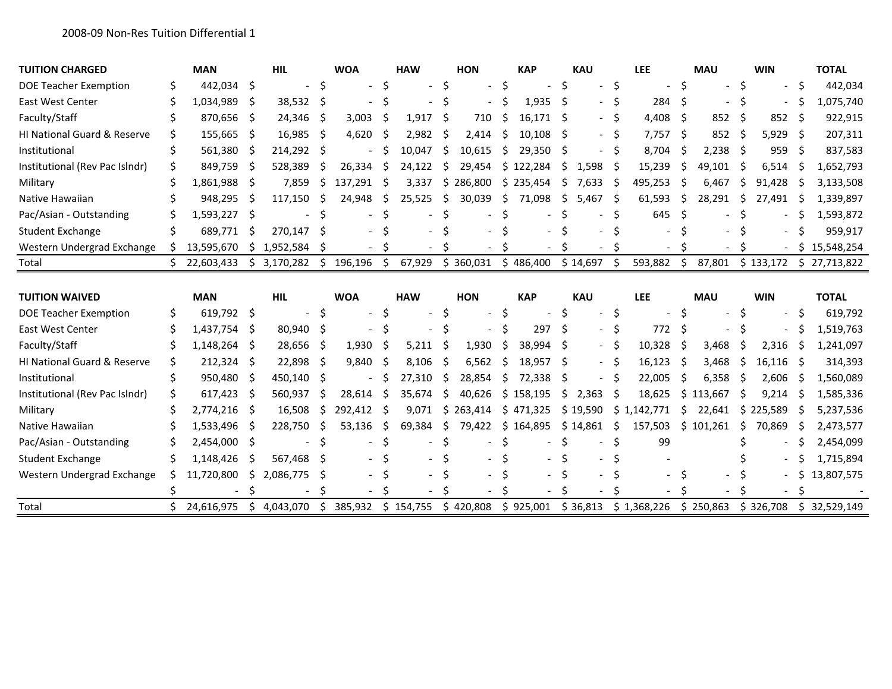2008-09 Non-Res Tuition Differential 1

| TUITION CHARGED | MAN | HIL | WOA | HAW | HON | KAP | KAU | LEE | MAU | WIN | TOTAL |
|---|---|---|---|---|---|---|---|---|---|---|---|
| DOE Teacher Exemption | $ 442,034 | $ - | $ - | $ - | $ - | $ - | $ - | $ - | $ - | $ - | $ 442,034 |
| East West Center | $ 1,034,989 | $ 38,532 | $ - | $ - | $ - | $ 1,935 | $ - | $ 284 | $ - | $ - | $ 1,075,740 |
| Faculty/Staff | $ 870,656 | $ 24,346 | $ 3,003 | $ 1,917 | $ 710 | $ 16,171 | $ - | $ 4,408 | $ 852 | $ 852 | $ 922,915 |
| HI National Guard & Reserve | $ 155,665 | $ 16,985 | $ 4,620 | $ 2,982 | $ 2,414 | $ 10,108 | $ - | $ 7,757 | $ 852 | $ 5,929 | $ 207,311 |
| Institutional | $ 561,380 | $ 214,292 | $ - | $ 10,047 | $ 10,615 | $ 29,350 | $ - | $ 8,704 | $ 2,238 | $ 959 | $ 837,583 |
| Institutional (Rev Pac Islndr) | $ 849,759 | $ 528,389 | $ 26,334 | $ 24,122 | $ 29,454 | $ 122,284 | $ 1,598 | $ 15,239 | $ 49,101 | $ 6,514 | $ 1,652,793 |
| Military | $ 1,861,988 | $ 7,859 | $ 137,291 | $ 3,337 | $ 286,800 | $ 235,454 | $ 7,633 | $ 495,253 | $ 6,467 | $ 91,428 | $ 3,133,508 |
| Native Hawaiian | $ 948,295 | $ 117,150 | $ 24,948 | $ 25,525 | $ 30,039 | $ 71,098 | $ 5,467 | $ 61,593 | $ 28,291 | $ 27,491 | $ 1,339,897 |
| Pac/Asian - Outstanding | $ 1,593,227 | $ - | $ - | $ - | $ - | $ - | $ - | $ 645 | $ - | $ - | $ 1,593,872 |
| Student Exchange | $ 689,771 | $ 270,147 | $ - | $ - | $ - | $ - | $ - | $ - | $ - | $ - | $ 959,917 |
| Western Undergrad Exchange | $ 13,595,670 | $ 1,952,584 | $ - | $ - | $ - | $ - | $ - | $ - | $ - | $ - | $ 15,548,254 |
| Total | $ 22,603,433 | $ 3,170,282 | $ 196,196 | $ 67,929 | $ 360,031 | $ 486,400 | $ 14,697 | $ 593,882 | $ 87,801 | $ 133,172 | $ 27,713,822 |

| TUITION WAIVED | MAN | HIL | WOA | HAW | HON | KAP | KAU | LEE | MAU | WIN | TOTAL |
|---|---|---|---|---|---|---|---|---|---|---|---|
| DOE Teacher Exemption | $ 619,792 | $ - | $ - | $ - | $ - | $ - | $ - | $ - | $ - | $ - | $ 619,792 |
| East West Center | $ 1,437,754 | $ 80,940 | $ - | $ - | $ - | $ 297 | $ - | $ 772 | $ - | $ - | $ 1,519,763 |
| Faculty/Staff | $ 1,148,264 | $ 28,656 | $ 1,930 | $ 5,211 | $ 1,930 | $ 38,994 | $ - | $ 10,328 | $ 3,468 | $ 2,316 | $ 1,241,097 |
| HI National Guard & Reserve | $ 212,324 | $ 22,898 | $ 9,840 | $ 8,106 | $ 6,562 | $ 18,957 | $ - | $ 16,123 | $ 3,468 | $ 16,116 | $ 314,393 |
| Institutional | $ 950,480 | $ 450,140 | $ - | $ 27,310 | $ 28,854 | $ 72,338 | $ - | $ 22,005 | $ 6,358 | $ 2,606 | $ 1,560,089 |
| Institutional (Rev Pac Islndr) | $ 617,423 | $ 560,937 | $ 28,614 | $ 35,674 | $ 40,626 | $ 158,195 | $ 2,363 | $ 18,625 | $ 113,667 | $ 9,214 | $ 1,585,336 |
| Military | $ 2,774,216 | $ 16,508 | $ 292,412 | $ 9,071 | $ 263,414 | $ 471,325 | $ 19,590 | $ 1,142,771 | $ 22,641 | $ 225,589 | $ 5,237,536 |
| Native Hawaiian | $ 1,533,496 | $ 228,750 | $ 53,136 | $ 69,384 | $ 79,422 | $ 164,895 | $ 14,861 | $ 157,503 | $ 101,261 | $ 70,869 | $ 2,473,577 |
| Pac/Asian - Outstanding | $ 2,454,000 | $ - | $ - | $ - | $ - | $ - | $ - | $ 99 | | $ - | $ 2,454,099 |
| Student Exchange | $ 1,148,426 | $ 567,468 | $ - | $ - | $ - | $ - | $ - | $ - | | $ - | $ 1,715,894 |
| Western Undergrad Exchange | $ 11,720,800 | $ 2,086,775 | $ - | $ - | $ - | $ - | $ - | $ - | $ - | $ - | $ 13,807,575 |
| | $ - | $ - | $ - | $ - | $ - | $ - | $ - | $ - | $ - | $ - | $ - |
| Total | $ 24,616,975 | $ 4,043,070 | $ 385,932 | $ 154,755 | $ 420,808 | $ 925,001 | $ 36,813 | $ 1,368,226 | $ 250,863 | $ 326,708 | $ 32,529,149 |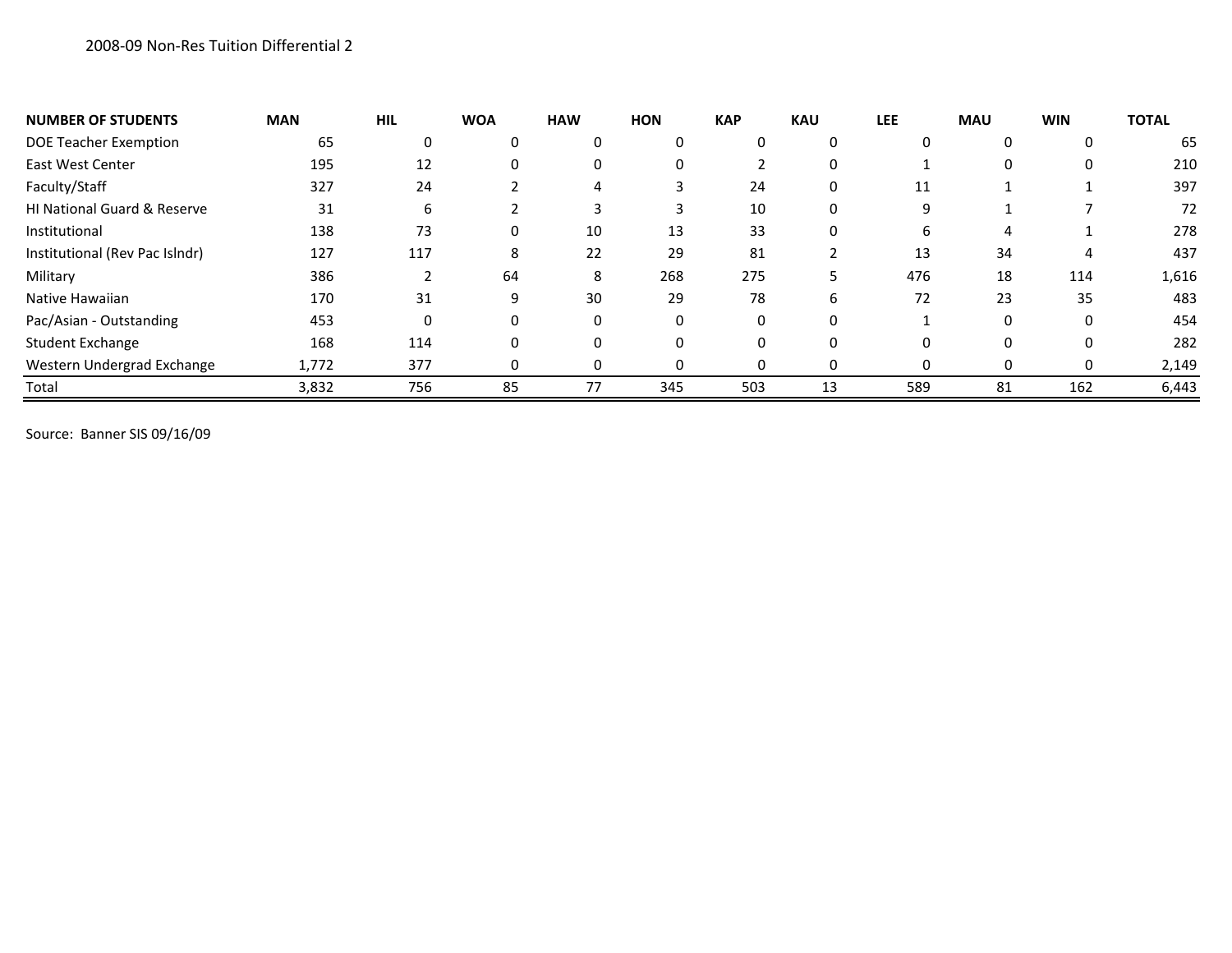2008-09 Non-Res Tuition Differential 2

| NUMBER OF STUDENTS | MAN | HIL | WOA | HAW | HON | KAP | KAU | LEE | MAU | WIN | TOTAL |
|---|---|---|---|---|---|---|---|---|---|---|---|
| DOE Teacher Exemption | 65 | 0 | 0 | 0 | 0 | 0 | 0 | 0 | 0 | 0 | 65 |
| East West Center | 195 | 12 | 0 | 0 | 0 | 2 | 0 | 1 | 0 | 0 | 210 |
| Faculty/Staff | 327 | 24 | 2 | 4 | 3 | 24 | 0 | 11 | 1 | 1 | 397 |
| HI National Guard & Reserve | 31 | 6 | 2 | 3 | 3 | 10 | 0 | 9 | 1 | 7 | 72 |
| Institutional | 138 | 73 | 0 | 10 | 13 | 33 | 0 | 6 | 4 | 1 | 278 |
| Institutional (Rev Pac Islndr) | 127 | 117 | 8 | 22 | 29 | 81 | 2 | 13 | 34 | 4 | 437 |
| Military | 386 | 2 | 64 | 8 | 268 | 275 | 5 | 476 | 18 | 114 | 1,616 |
| Native Hawaiian | 170 | 31 | 9 | 30 | 29 | 78 | 6 | 72 | 23 | 35 | 483 |
| Pac/Asian - Outstanding | 453 | 0 | 0 | 0 | 0 | 0 | 0 | 1 | 0 | 0 | 454 |
| Student Exchange | 168 | 114 | 0 | 0 | 0 | 0 | 0 | 0 | 0 | 0 | 282 |
| Western Undergrad Exchange | 1,772 | 377 | 0 | 0 | 0 | 0 | 0 | 0 | 0 | 0 | 2,149 |
| Total | 3,832 | 756 | 85 | 77 | 345 | 503 | 13 | 589 | 81 | 162 | 6,443 |

Source: Banner SIS 09/16/09